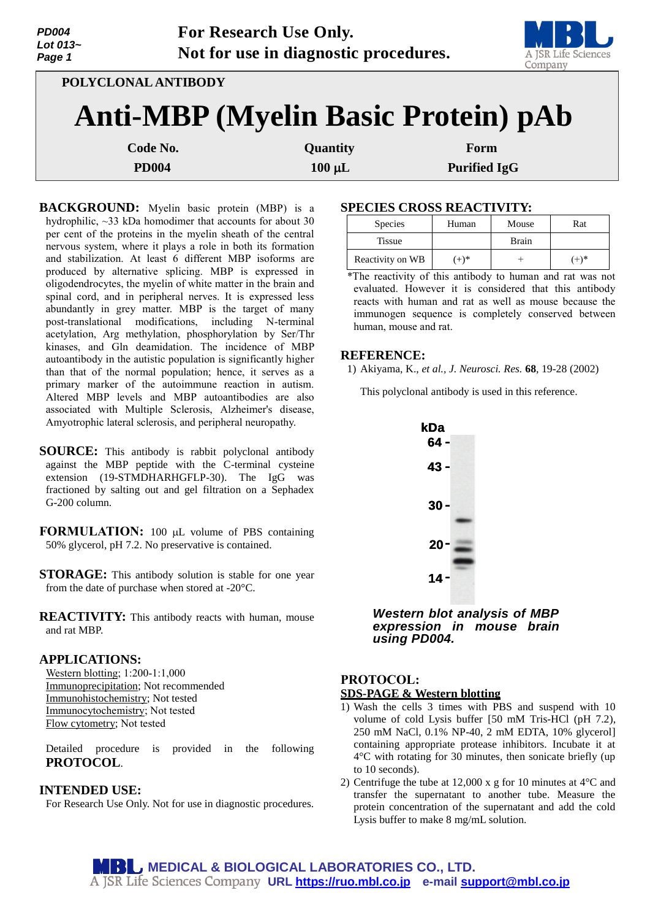PD004
Lot 013~

For Research Use Only.
Not for use in diagnostic procedures.

POLYCLONAL ANTIBODY

# Anti-MBP (Myelin Basic Protein) pAb

| Code No. | Quantity | Form |
|---|---|---|
| PD004 | 100 µL | Purified IgG |

**BACKGROUND:** Myelin basic protein (MBP) is a hydrophilic, ~33 kDa homodimer that accounts for about 30 per cent of the proteins in the myelin sheath of the central nervous system, where it plays a role in both its formation and stabilization. At least 6 different MBP isoforms are produced by alternative splicing. MBP is expressed in oligodendrocytes, the myelin of white matter in the brain and spinal cord, and in peripheral nerves. It is expressed less abundantly in grey matter. MBP is the target of many post-translational modifications, including N-terminal acetylation, Arg methylation, phosphorylation by Ser/Thr kinases, and Gln deamidation. The incidence of MBP autoantibody in the autistic population is significantly higher than that of the normal population; hence, it serves as a primary marker of the autoimmune reaction in autism. Altered MBP levels and MBP autoantibodies are also associated with Multiple Sclerosis, Alzheimer's disease, Amyotrophic lateral sclerosis, and peripheral neuropathy.

**SOURCE:** This antibody is rabbit polyclonal antibody against the MBP peptide with the C-terminal cysteine extension (19-STMDHARHGFLP-30). The IgG was fractioned by salting out and gel filtration on a Sephadex G-200 column.

**FORMULATION:** 100 µL volume of PBS containing 50% glycerol, pH 7.2. No preservative is contained.

**STORAGE:** This antibody solution is stable for one year from the date of purchase when stored at -20°C.

**REACTIVITY:** This antibody reacts with human, mouse and rat MBP.

**APPLICATIONS:**

Western blotting; 1:200-1:1,000
Immunoprecipitation; Not recommended
Immunohistochemistry; Not tested
Immunocytochemistry; Not tested
Flow cytometry; Not tested

Detailed procedure is provided in the following **PROTOCOL**.

**INTENDED USE:**

For Research Use Only. Not for use in diagnostic procedures.

**SPECIES CROSS REACTIVITY:**

| Species | Human | Mouse | Rat |
|---|---|---|---|
| Tissue | | Brain | |
| Reactivity on WB | (+)* | + | (+)* |

*The reactivity of this antibody to human and rat was not evaluated. However it is considered that this antibody reacts with human and rat as well as mouse because the immunogen sequence is completely conserved between human, mouse and rat.

**REFERENCE:**

1) Akiyama, K., *et al., J. Neurosci. Res.* **68**, 19-28 (2002)

This polyclonal antibody is used in this reference.

***Western blot analysis of MBP expression in mouse brain using PD004.***

**PROTOCOL:**

**SDS-PAGE & Western blotting**

1) Wash the cells 3 times with PBS and suspend with 10 volume of cold Lysis buffer [50 mM Tris-HCl (pH 7.2), 250 mM NaCl, 0.1% NP-40, 2 mM EDTA, 10% glycerol] containing appropriate protease inhibitors. Incubate it at 4°C with rotating for 30 minutes, then sonicate briefly (up to 10 seconds).
2) Centrifuge the tube at 12,000 x g for 10 minutes at 4°C and transfer the supernatant to another tube. Measure the protein concentration of the supernatant and add the cold Lysis buffer to make 8 mg/mL solution.

MEDICAL & BIOLOGICAL LABORATORIES CO., LTD.
A JSR Life Sciences Company URL https://ruo.mbl.co.jp e-mail support@mbl.co.jp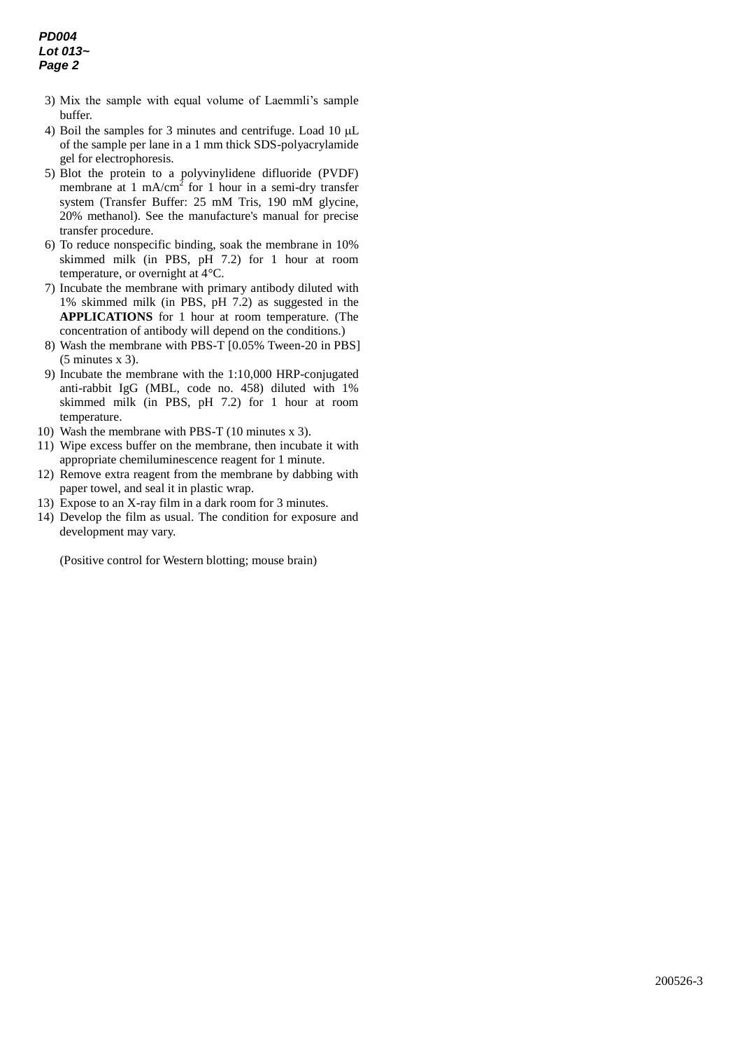3) Mix the sample with equal volume of Laemmli's sample buffer.
4) Boil the samples for 3 minutes and centrifuge. Load 10 μL of the sample per lane in a 1 mm thick SDS-polyacrylamide gel for electrophoresis.
5) Blot the protein to a polyvinylidene difluoride (PVDF) membrane at 1 mA/cm$^2$ for 1 hour in a semi-dry transfer system (Transfer Buffer: 25 mM Tris, 190 mM glycine, 20% methanol). See the manufacture's manual for precise transfer procedure.
6) To reduce nonspecific binding, soak the membrane in 10% skimmed milk (in PBS, pH 7.2) for 1 hour at room temperature, or overnight at 4°C.
7) Incubate the membrane with primary antibody diluted with 1% skimmed milk (in PBS, pH 7.2) as suggested in the **APPLICATIONS** for 1 hour at room temperature. (The concentration of antibody will depend on the conditions.)
8) Wash the membrane with PBS-T [0.05% Tween-20 in PBS] (5 minutes x 3).
9) Incubate the membrane with the 1:10,000 HRP-conjugated anti-rabbit IgG (MBL, code no. 458) diluted with 1% skimmed milk (in PBS, pH 7.2) for 1 hour at room temperature.
10) Wash the membrane with PBS-T (10 minutes x 3).
11) Wipe excess buffer on the membrane, then incubate it with appropriate chemiluminescence reagent for 1 minute.
12) Remove extra reagent from the membrane by dabbing with paper towel, and seal it in plastic wrap.
13) Expose to an X-ray film in a dark room for 3 minutes.
14) Develop the film as usual. The condition for exposure and development may vary.

(Positive control for Western blotting; mouse brain)